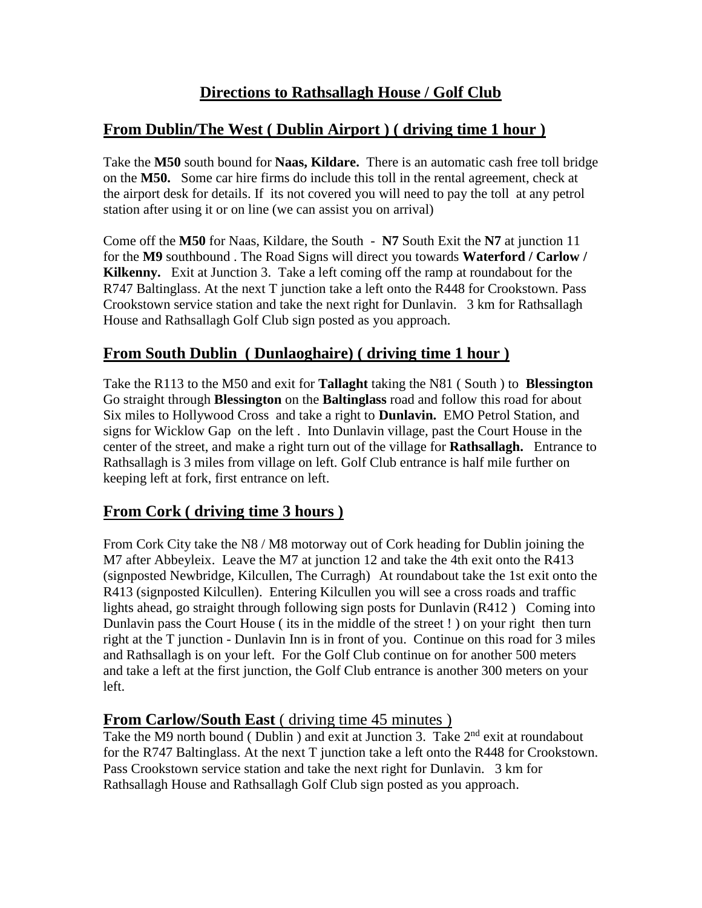# Directions to Rathsallagh House / Golf Club

## From Dublin/The West ( Dublin Airport ) ( driving time 1 hour )

Take the **M50** south bound for **Naas, Kildare.** There is an automatic cash free toll bridge on the **M50.** Some car hire firms do include this toll in the rental agreement, check at the airport desk for details. If its not covered you will need to pay the toll at any petrol station after using it or on line (we can assist you on arrival)

Come off the **M50** for Naas, Kildare, the South - **N7** South Exit the **N7** at junction 11 for the **M9** southbound . The Road Signs will direct you towards **Waterford / Carlow / Kilkenny.** Exit at Junction 3. Take a left coming off the ramp at roundabout for the R747 Baltinglass. At the next T junction take a left onto the R448 for Crookstown. Pass Crookstown service station and take the next right for Dunlavin. 3 km for Rathsallagh House and Rathsallagh Golf Club sign posted as you approach.

## From South Dublin ( Dunlaoghaire) ( driving time 1 hour )

Take the R113 to the M50 and exit for **Tallaght** taking the N81 ( South ) to **Blessington** Go straight through **Blessington** on the **Baltinglass** road and follow this road for about Six miles to Hollywood Cross and take a right to **Dunlavin.** EMO Petrol Station, and signs for Wicklow Gap on the left . Into Dunlavin village, past the Court House in the center of the street, and make a right turn out of the village for **Rathsallagh.** Entrance to Rathsallagh is 3 miles from village on left. Golf Club entrance is half mile further on keeping left at fork, first entrance on left.

## From Cork ( driving time 3 hours )

From Cork City take the N8 / M8 motorway out of Cork heading for Dublin joining the M7 after Abbeyleix. Leave the M7 at junction 12 and take the 4th exit onto the R413 (signposted Newbridge, Kilcullen, The Curragh) At roundabout take the 1st exit onto the R413 (signposted Kilcullen). Entering Kilcullen you will see a cross roads and traffic lights ahead, go straight through following sign posts for Dunlavin (R412 ) Coming into Dunlavin pass the Court House ( its in the middle of the street ! ) on your right then turn right at the T junction - Dunlavin Inn is in front of you. Continue on this road for 3 miles and Rathsallagh is on your left. For the Golf Club continue on for another 500 meters and take a left at the first junction, the Golf Club entrance is another 300 meters on your left.

## From Carlow/South East ( driving time 45 minutes )

Take the M9 north bound ( Dublin ) and exit at Junction 3. Take 2nd exit at roundabout for the R747 Baltinglass. At the next T junction take a left onto the R448 for Crookstown. Pass Crookstown service station and take the next right for Dunlavin. 3 km for Rathsallagh House and Rathsallagh Golf Club sign posted as you approach.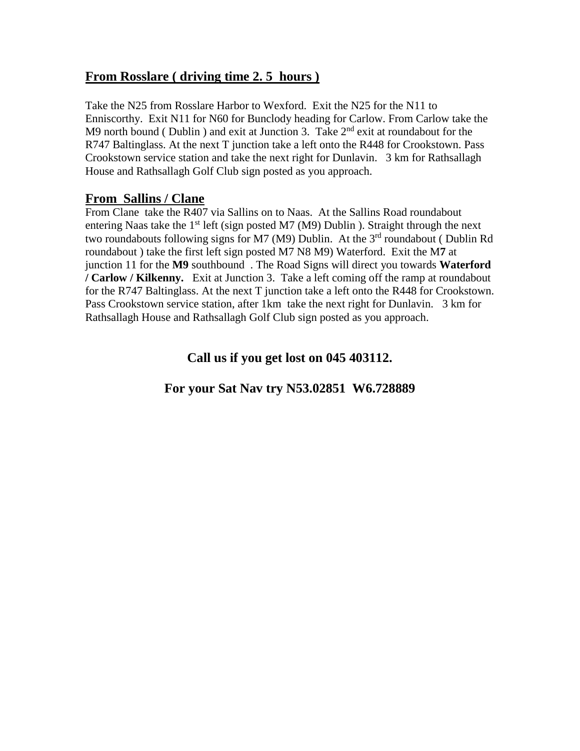## From Rosslare ( driving time 2. 5 hours )

Take the N25 from Rosslare Harbor to Wexford. Exit the N25 for the N11 to Enniscorthy. Exit N11 for N60 for Bunclody heading for Carlow. From Carlow take the M9 north bound ( Dublin ) and exit at Junction 3. Take 2nd exit at roundabout for the R747 Baltinglass. At the next T junction take a left onto the R448 for Crookstown. Pass Crookstown service station and take the next right for Dunlavin. 3 km for Rathsallagh House and Rathsallagh Golf Club sign posted as you approach.

## From Sallins / Clane

From Clane take the R407 via Sallins on to Naas. At the Sallins Road roundabout entering Naas take the 1st left (sign posted M7 (M9) Dublin ). Straight through the next two roundabouts following signs for M7 (M9) Dublin. At the 3rd roundabout ( Dublin Rd roundabout ) take the first left sign posted M7 N8 M9) Waterford. Exit the M**7** at junction 11 for the **M9** southbound . The Road Signs will direct you towards **Waterford / Carlow / Kilkenny.** Exit at Junction 3. Take a left coming off the ramp at roundabout for the R747 Baltinglass. At the next T junction take a left onto the R448 for Crookstown. Pass Crookstown service station, after 1km take the next right for Dunlavin. 3 km for Rathsallagh House and Rathsallagh Golf Club sign posted as you approach.

**Call us if you get lost on 045 403112.**

**For your Sat Nav try N53.02851 W6.728889**